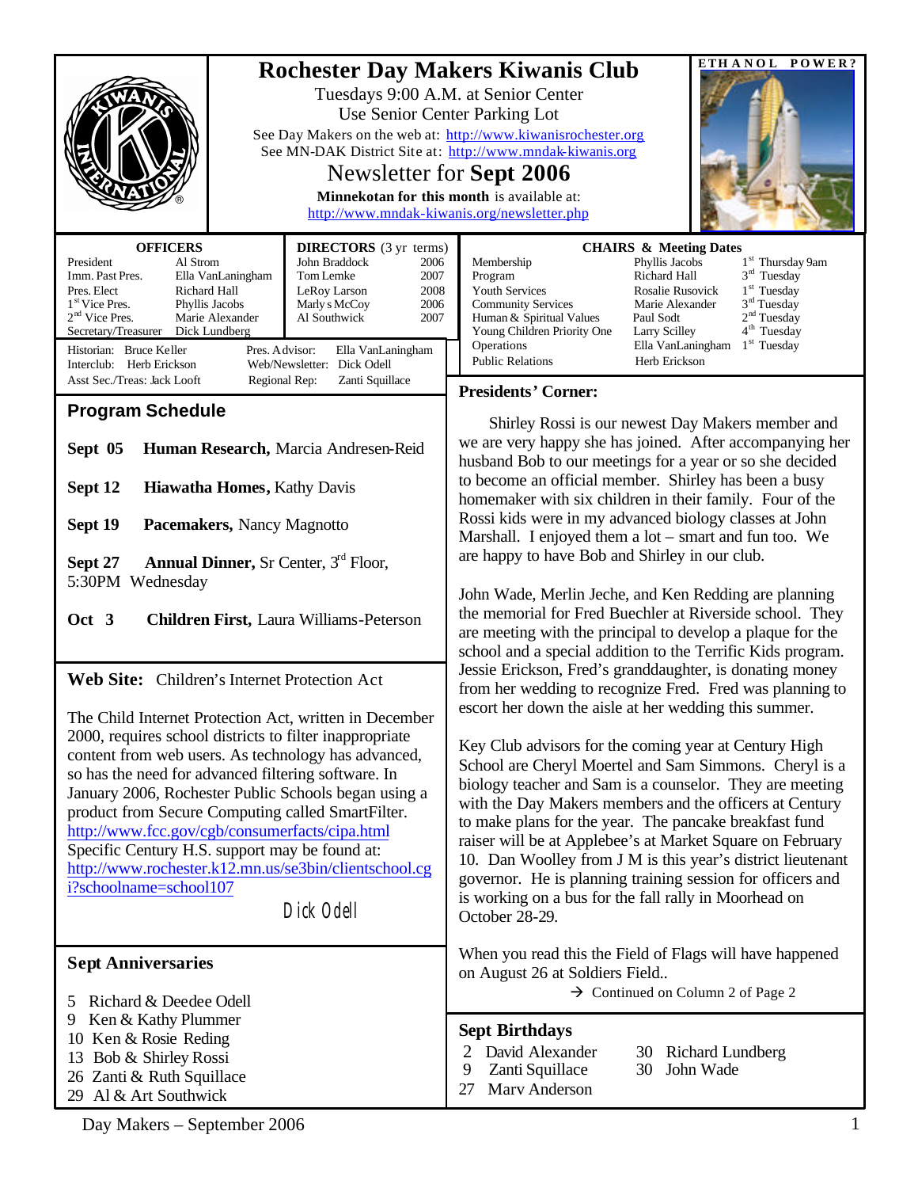# Rochester Day Makers Kiwanis Club

Tuesdays 9:00 A.M. at Senior Center
Use Senior Center Parking Lot
See Day Makers on the web at: http://www.kiwanisrochester.org
See MN-DAK District Site at: http://www.mndak-kiwanis.org

## Newsletter for Sept 2006

**Minnekotan for this month** is available at:
http://www.mndak-kiwanis.org/newsletter.php

ETHANOL POWER?

| OFFICERS | | DIRECTORS (3 yr terms) | |
|---|---|---|---|
| President | Al Strom | John Braddock | 2006 |
| Imm. Past Pres. | Ella VanLaningham | Tom Lemke | 2007 |
| Pres. Elect | Richard Hall | LeRoy Larson | 2008 |
| 1st Vice Pres. | Phyllis Jacobs | Marlys McCoy | 2006 |
| 2nd Vice Pres. | Marie Alexander | Al Southwick | 2007 |
| Secretary/Treasurer | Dick Lundberg | | |

Historian: Bruce Keller — Pres. Advisor: Ella VanLaningham
Interclub: Herb Erickson — Web/Newsletter: Dick Odell
Asst Sec./Treas: Jack Looft — Regional Rep: Zanti Squillace

| CHAIRS & Meeting Dates | | |
|---|---|---|
| Membership | Phyllis Jacobs | 1st Thursday 9am |
| Program | Richard Hall | 3rd Tuesday |
| Youth Services | Rosalie Rusovick | 1st Tuesday |
| Community Services | Marie Alexander | 3rd Tuesday |
| Human & Spiritual Values | Paul Sodt | 2nd Tuesday |
| Young Children Priority One | Larry Scilley | 4th Tuesday |
| Operations | Ella VanLaningham | 1st Tuesday |
| Public Relations | Herb Erickson | |

## Program Schedule

**Sept 05** **Human Research,** Marcia Andresen-Reid

**Sept 12** **Hiawatha Homes,** Kathy Davis

**Sept 19** **Pacemakers,** Nancy Magnotto

**Sept 27** **Annual Dinner,** Sr Center, 3rd Floor, 5:30PM Wednesday

**Oct 3** **Children First,** Laura Williams-Peterson

## Web Site: Children's Internet Protection Act

The Child Internet Protection Act, written in December 2000, requires school districts to filter inappropriate content from web users. As technology has advanced, so has the need for advanced filtering software. In January 2006, Rochester Public Schools began using a product from Secure Computing called SmartFilter.
http://www.fcc.gov/cgb/consumerfacts/cipa.html
Specific Century H.S. support may be found at:
http://www.rochester.k12.mn.us/se3bin/clientschool.cgi?schoolname=school107

Dick Odell

## Sept Anniversaries

5 Richard & Deedee Odell
9 Ken & Kathy Plummer
10 Ken & Rosie Reding
13 Bob & Shirley Rossi
26 Zanti & Ruth Squillace
29 Al & Art Southwick

## Presidents' Corner:

Shirley Rossi is our newest Day Makers member and we are very happy she has joined. After accompanying her husband Bob to our meetings for a year or so she decided to become an official member. Shirley has been a busy homemaker with six children in their family. Four of the Rossi kids were in my advanced biology classes at John Marshall. I enjoyed them a lot – smart and fun too. We are happy to have Bob and Shirley in our club.

John Wade, Merlin Jeche, and Ken Redding are planning the memorial for Fred Buechler at Riverside school. They are meeting with the principal to develop a plaque for the school and a special addition to the Terrific Kids program. Jessie Erickson, Fred's granddaughter, is donating money from her wedding to recognize Fred. Fred was planning to escort her down the aisle at her wedding this summer.

Key Club advisors for the coming year at Century High School are Cheryl Moertel and Sam Simmons. Cheryl is a biology teacher and Sam is a counselor. They are meeting with the Day Makers members and the officers at Century to make plans for the year. The pancake breakfast fund raiser will be at Applebee's at Market Square on February 10. Dan Woolley from J M is this year's district lieutenant governor. He is planning training session for officers and is working on a bus for the fall rally in Moorhead on October 28-29.

When you read this the Field of Flags will have happened on August 26 at Soldiers Field..

→ Continued on Column 2 of Page 2

## Sept Birthdays

2 David Alexander
9 Zanti Squillace
27 Marv Anderson
30 Richard Lundberg
30 John Wade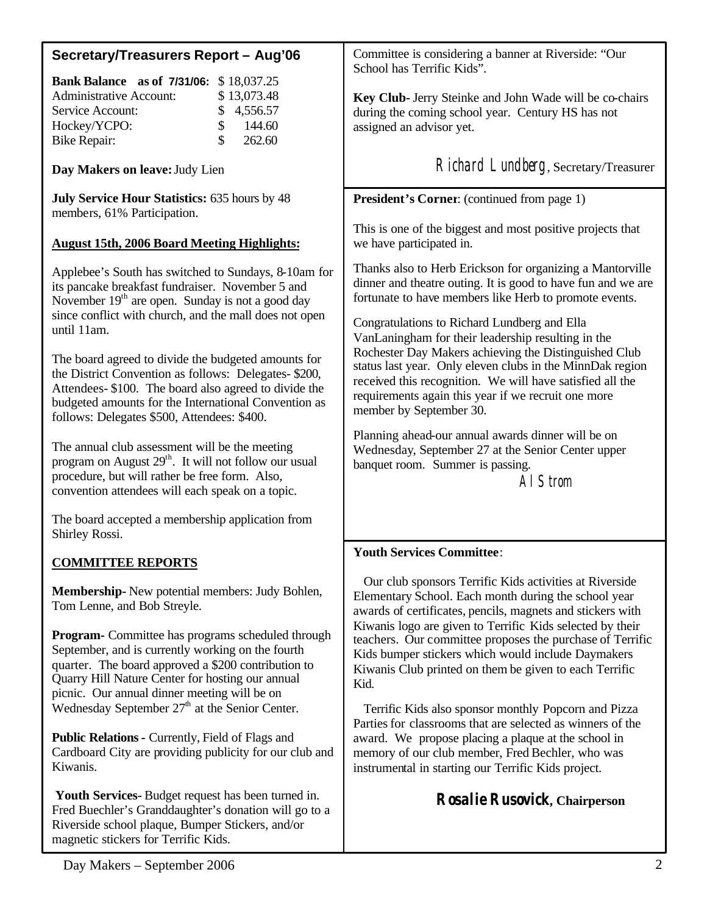## Secretary/Treasurers Report – Aug'06

| **Bank Balance as of 7/31/06:** | $ 18,037.25 |
|---|---|
| Administrative Account: | $ 13,073.48 |
| Service Account: | $ 4,556.57 |
| Hockey/YCPO: | $ 144.60 |
| Bike Repair: | $ 262.60 |

**Day Makers on leave:** Judy Lien

**July Service Hour Statistics:** 635 hours by 48 members, 61% Participation.

**August 15th, 2006 Board Meeting Highlights:**

Applebee's South has switched to Sundays, 8-10am for its pancake breakfast fundraiser. November 5 and November 19th are open. Sunday is not a good day since conflict with church, and the mall does not open until 11am.

The board agreed to divide the budgeted amounts for the District Convention as follows: Delegates- $200, Attendees- $100. The board also agreed to divide the budgeted amounts for the International Convention as follows: Delegates $500, Attendees: $400.

The annual club assessment will be the meeting program on August 29th. It will not follow our usual procedure, but will rather be free form. Also, convention attendees will each speak on a topic.

The board accepted a membership application from Shirley Rossi.

**COMMITTEE REPORTS**

**Membership-** New potential members: Judy Bohlen, Tom Lenne, and Bob Streyle.

**Program-** Committee has programs scheduled through September, and is currently working on the fourth quarter. The board approved a $200 contribution to Quarry Hill Nature Center for hosting our annual picnic. Our annual dinner meeting will be on Wednesday September 27th at the Senior Center.

**Public Relations -** Currently, Field of Flags and Cardboard City are providing publicity for our club and Kiwanis.

**Youth Services-** Budget request has been turned in. Fred Buechler's Granddaughter's donation will go to a Riverside school plaque, Bumper Stickers, and/or magnetic stickers for Terrific Kids.

Committee is considering a banner at Riverside: "Our School has Terrific Kids".

**Key Club-** Jerry Steinke and John Wade will be co-chairs during the coming school year. Century HS has not assigned an advisor yet.

*Richard Lundberg*, Secretary/Treasurer

---

**President's Corner**: (continued from page 1)

This is one of the biggest and most positive projects that we have participated in.

Thanks also to Herb Erickson for organizing a Mantorville dinner and theatre outing. It is good to have fun and we are fortunate to have members like Herb to promote events.

Congratulations to Richard Lundberg and Ella VanLaningham for their leadership resulting in the Rochester Day Makers achieving the Distinguished Club status last year. Only eleven clubs in the MinnDak region received this recognition. We will have satisfied all the requirements again this year if we recruit one more member by September 30.

Planning ahead-our annual awards dinner will be on Wednesday, September 27 at the Senior Center upper banquet room. Summer is passing.

*Al Strom*

---

**Youth Services Committee**:

Our club sponsors Terrific Kids activities at Riverside Elementary School. Each month during the school year awards of certificates, pencils, magnets and stickers with Kiwanis logo are given to Terrific Kids selected by their teachers. Our committee proposes the purchase of Terrific Kids bumper stickers which would include Daymakers Kiwanis Club printed on them be given to each Terrific Kid.

Terrific Kids also sponsor monthly Popcorn and Pizza Parties for classrooms that are selected as winners of the award. We propose placing a plaque at the school in memory of our club member, Fred Bechler, who was instrumental in starting our Terrific Kids project.

***Rosalie Rusovick*, Chairperson**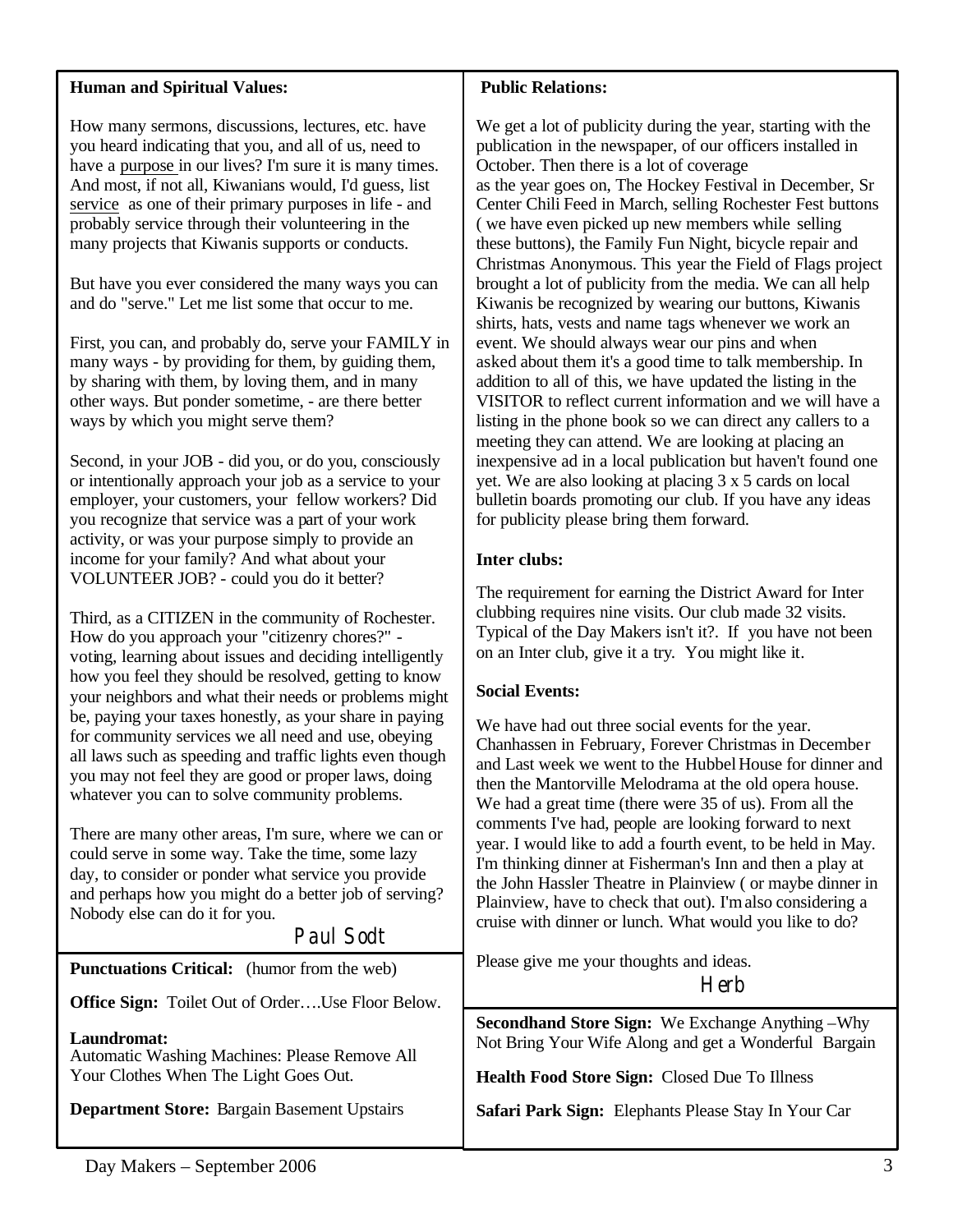## Human and Spiritual Values:

How many sermons, discussions, lectures, etc. have you heard indicating that you, and all of us, need to have a purpose in our lives? I'm sure it is many times. And most, if not all, Kiwanians would, I'd guess, list service as one of their primary purposes in life - and probably service through their volunteering in the many projects that Kiwanis supports or conducts.

But have you ever considered the many ways you can and do "serve." Let me list some that occur to me.

First, you can, and probably do, serve your FAMILY in many ways - by providing for them, by guiding them, by sharing with them, by loving them, and in many other ways. But ponder sometime, - are there better ways by which you might serve them?

Second, in your JOB - did you, or do you, consciously or intentionally approach your job as a service to your employer, your customers, your fellow workers? Did you recognize that service was a part of your work activity, or was your purpose simply to provide an income for your family? And what about your VOLUNTEER JOB? - could you do it better?

Third, as a CITIZEN in the community of Rochester. How do you approach your "citizenry chores?" - voting, learning about issues and deciding intelligently how you feel they should be resolved, getting to know your neighbors and what their needs or problems might be, paying your taxes honestly, as your share in paying for community services we all need and use, obeying all laws such as speeding and traffic lights even though you may not feel they are good or proper laws, doing whatever you can to solve community problems.

There are many other areas, I'm sure, where we can or could serve in some way. Take the time, some lazy day, to consider or ponder what service you provide and perhaps how you might do a better job of serving? Nobody else can do it for you.

Paul Sodt

**Punctuations Critical:** (humor from the web)

**Office Sign:** Toilet Out of Order….Use Floor Below.

**Laundromat:**
Automatic Washing Machines: Please Remove All Your Clothes When The Light Goes Out.

**Department Store:** Bargain Basement Upstairs

## Public Relations:

We get a lot of publicity during the year, starting with the publication in the newspaper, of our officers installed in October. Then there is a lot of coverage as the year goes on, The Hockey Festival in December, Sr Center Chili Feed in March, selling Rochester Fest buttons ( we have even picked up new members while selling these buttons), the Family Fun Night, bicycle repair and Christmas Anonymous. This year the Field of Flags project brought a lot of publicity from the media. We can all help Kiwanis be recognized by wearing our buttons, Kiwanis shirts, hats, vests and name tags whenever we work an event. We should always wear our pins and when asked about them it's a good time to talk membership. In addition to all of this, we have updated the listing in the VISITOR to reflect current information and we will have a listing in the phone book so we can direct any callers to a meeting they can attend. We are looking at placing an inexpensive ad in a local publication but haven't found one yet. We are also looking at placing 3 x 5 cards on local bulletin boards promoting our club. If you have any ideas for publicity please bring them forward.

## Inter clubs:

The requirement for earning the District Award for Inter clubbing requires nine visits. Our club made 32 visits. Typical of the Day Makers isn't it?. If you have not been on an Inter club, give it a try. You might like it.

## Social Events:

We have had out three social events for the year. Chanhassen in February, Forever Christmas in December and Last week we went to the Hubbel House for dinner and then the Mantorville Melodrama at the old opera house. We had a great time (there were 35 of us). From all the comments I've had, people are looking forward to next year. I would like to add a fourth event, to be held in May. I'm thinking dinner at Fisherman's Inn and then a play at the John Hassler Theatre in Plainview ( or maybe dinner in Plainview, have to check that out). I'm also considering a cruise with dinner or lunch. What would you like to do?

Please give me your thoughts and ideas.

Herb

**Secondhand Store Sign:** We Exchange Anything –Why Not Bring Your Wife Along and get a Wonderful Bargain

**Health Food Store Sign:** Closed Due To Illness

**Safari Park Sign:** Elephants Please Stay In Your Car